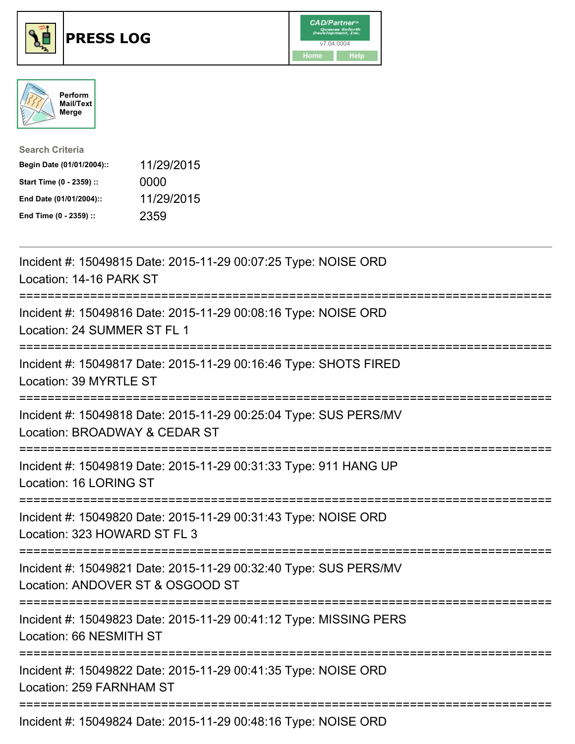# PRESS LOG

CAD/Partner
v7.04.0004
Home Help

Perform Mail/Text Merge

**Search Criteria**

| | |
|---|---|
| **Begin Date (01/01/2004)::** | 11/29/2015 |
| **Start Time (0 - 2359) ::** | 0000 |
| **End Date (01/01/2004)::** | 11/29/2015 |
| **End Time (0 - 2359) ::** | 2359 |

---

Incident #: 15049815 Date: 2015-11-29 00:07:25 Type: NOISE ORD
Location: 14-16 PARK ST

===========================================================================

Incident #: 15049816 Date: 2015-11-29 00:08:16 Type: NOISE ORD
Location: 24 SUMMER ST FL 1

===========================================================================

Incident #: 15049817 Date: 2015-11-29 00:16:46 Type: SHOTS FIRED
Location: 39 MYRTLE ST

===========================================================================

Incident #: 15049818 Date: 2015-11-29 00:25:04 Type: SUS PERS/MV
Location: BROADWAY & CEDAR ST

===========================================================================

Incident #: 15049819 Date: 2015-11-29 00:31:33 Type: 911 HANG UP
Location: 16 LORING ST

===========================================================================

Incident #: 15049820 Date: 2015-11-29 00:31:43 Type: NOISE ORD
Location: 323 HOWARD ST FL 3

===========================================================================

Incident #: 15049821 Date: 2015-11-29 00:32:40 Type: SUS PERS/MV
Location: ANDOVER ST & OSGOOD ST

===========================================================================

Incident #: 15049823 Date: 2015-11-29 00:41:12 Type: MISSING PERS
Location: 66 NESMITH ST

===========================================================================

Incident #: 15049822 Date: 2015-11-29 00:41:35 Type: NOISE ORD
Location: 259 FARNHAM ST

===========================================================================

Incident #: 15049824 Date: 2015-11-29 00:48:16 Type: NOISE ORD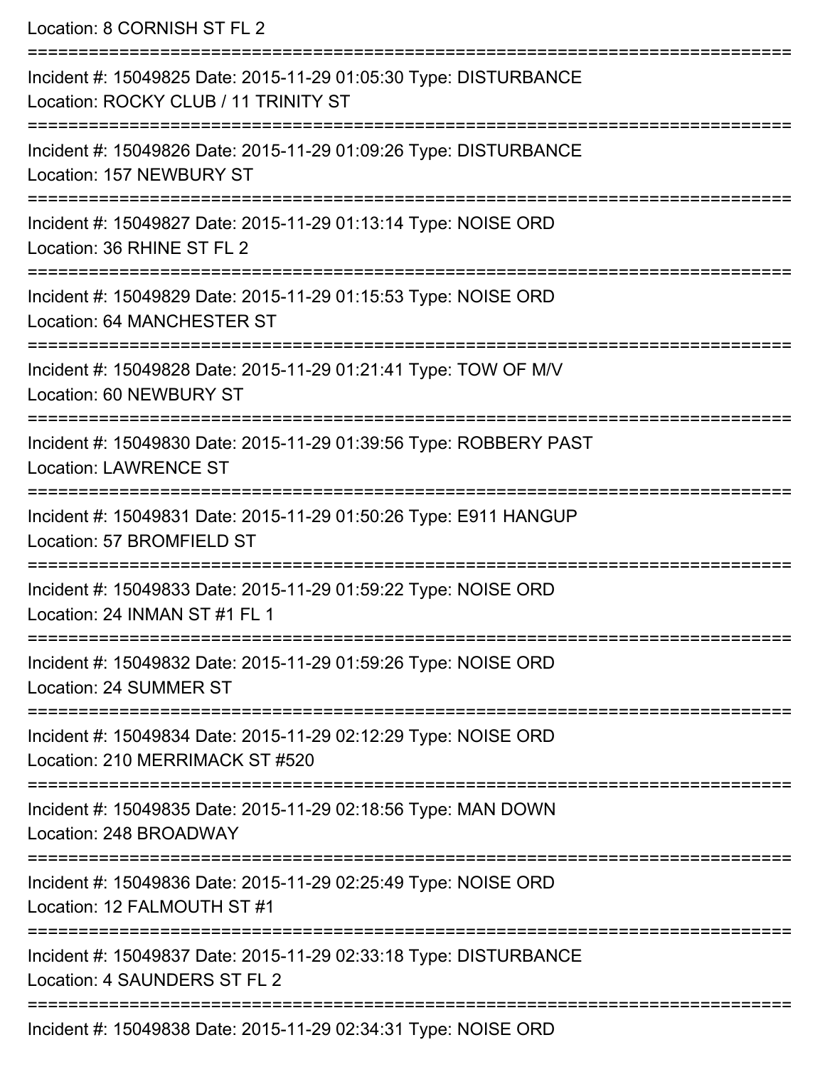Location: 8 CORNISH ST FL 2

===========================================================================

Incident #: 15049825 Date: 2015-11-29 01:05:30 Type: DISTURBANCE
Location: ROCKY CLUB / 11 TRINITY ST

===========================================================================

Incident #: 15049826 Date: 2015-11-29 01:09:26 Type: DISTURBANCE
Location: 157 NEWBURY ST

===========================================================================

Incident #: 15049827 Date: 2015-11-29 01:13:14 Type: NOISE ORD
Location: 36 RHINE ST FL 2

===========================================================================

Incident #: 15049829 Date: 2015-11-29 01:15:53 Type: NOISE ORD
Location: 64 MANCHESTER ST

===========================================================================

Incident #: 15049828 Date: 2015-11-29 01:21:41 Type: TOW OF M/V
Location: 60 NEWBURY ST

===========================================================================

Incident #: 15049830 Date: 2015-11-29 01:39:56 Type: ROBBERY PAST
Location: LAWRENCE ST

===========================================================================

Incident #: 15049831 Date: 2015-11-29 01:50:26 Type: E911 HANGUP
Location: 57 BROMFIELD ST

===========================================================================

Incident #: 15049833 Date: 2015-11-29 01:59:22 Type: NOISE ORD
Location: 24 INMAN ST #1 FL 1

===========================================================================

Incident #: 15049832 Date: 2015-11-29 01:59:26 Type: NOISE ORD
Location: 24 SUMMER ST

===========================================================================

Incident #: 15049834 Date: 2015-11-29 02:12:29 Type: NOISE ORD
Location: 210 MERRIMACK ST #520

===========================================================================

Incident #: 15049835 Date: 2015-11-29 02:18:56 Type: MAN DOWN
Location: 248 BROADWAY

===========================================================================

Incident #: 15049836 Date: 2015-11-29 02:25:49 Type: NOISE ORD
Location: 12 FALMOUTH ST #1

===========================================================================

Incident #: 15049837 Date: 2015-11-29 02:33:18 Type: DISTURBANCE
Location: 4 SAUNDERS ST FL 2

===========================================================================

Incident #: 15049838 Date: 2015-11-29 02:34:31 Type: NOISE ORD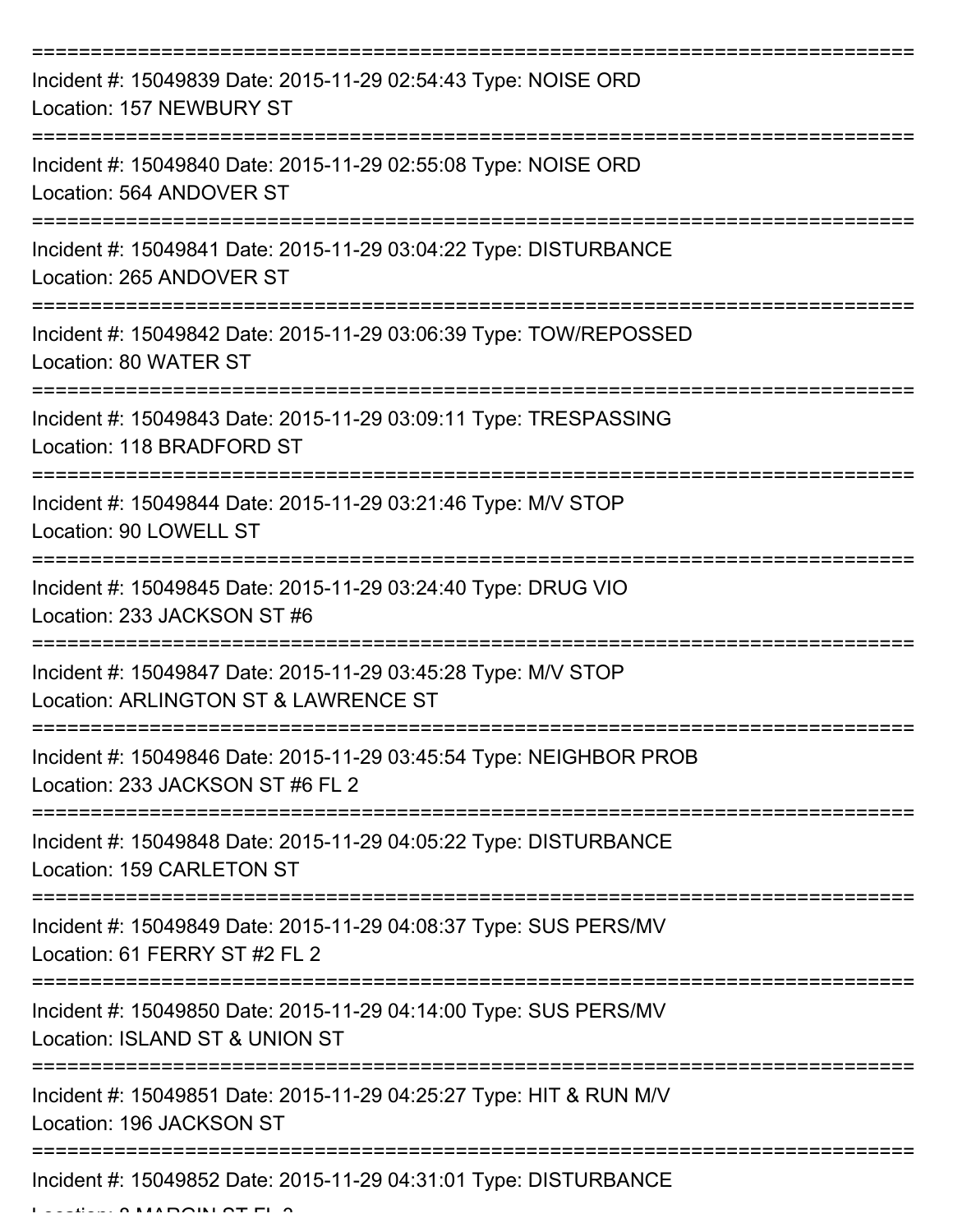===========================================================================
Incident #: 15049839 Date: 2015-11-29 02:54:43 Type: NOISE ORD
Location: 157 NEWBURY ST
===========================================================================
Incident #: 15049840 Date: 2015-11-29 02:55:08 Type: NOISE ORD
Location: 564 ANDOVER ST
===========================================================================
Incident #: 15049841 Date: 2015-11-29 03:04:22 Type: DISTURBANCE
Location: 265 ANDOVER ST
===========================================================================
Incident #: 15049842 Date: 2015-11-29 03:06:39 Type: TOW/REPOSSED
Location: 80 WATER ST
===========================================================================
Incident #: 15049843 Date: 2015-11-29 03:09:11 Type: TRESPASSING
Location: 118 BRADFORD ST
===========================================================================
Incident #: 15049844 Date: 2015-11-29 03:21:46 Type: M/V STOP
Location: 90 LOWELL ST
===========================================================================
Incident #: 15049845 Date: 2015-11-29 03:24:40 Type: DRUG VIO
Location: 233 JACKSON ST #6
===========================================================================
Incident #: 15049847 Date: 2015-11-29 03:45:28 Type: M/V STOP
Location: ARLINGTON ST & LAWRENCE ST
===========================================================================
Incident #: 15049846 Date: 2015-11-29 03:45:54 Type: NEIGHBOR PROB
Location: 233 JACKSON ST #6 FL 2
===========================================================================
Incident #: 15049848 Date: 2015-11-29 04:05:22 Type: DISTURBANCE
Location: 159 CARLETON ST
===========================================================================
Incident #: 15049849 Date: 2015-11-29 04:08:37 Type: SUS PERS/MV
Location: 61 FERRY ST #2 FL 2
===========================================================================
Incident #: 15049850 Date: 2015-11-29 04:14:00 Type: SUS PERS/MV
Location: ISLAND ST & UNION ST
===========================================================================
Incident #: 15049851 Date: 2015-11-29 04:25:27 Type: HIT & RUN M/V
Location: 196 JACKSON ST
===========================================================================
Incident #: 15049852 Date: 2015-11-29 04:31:01 Type: DISTURBANCE
Location: 8 MARGIN ST FL 2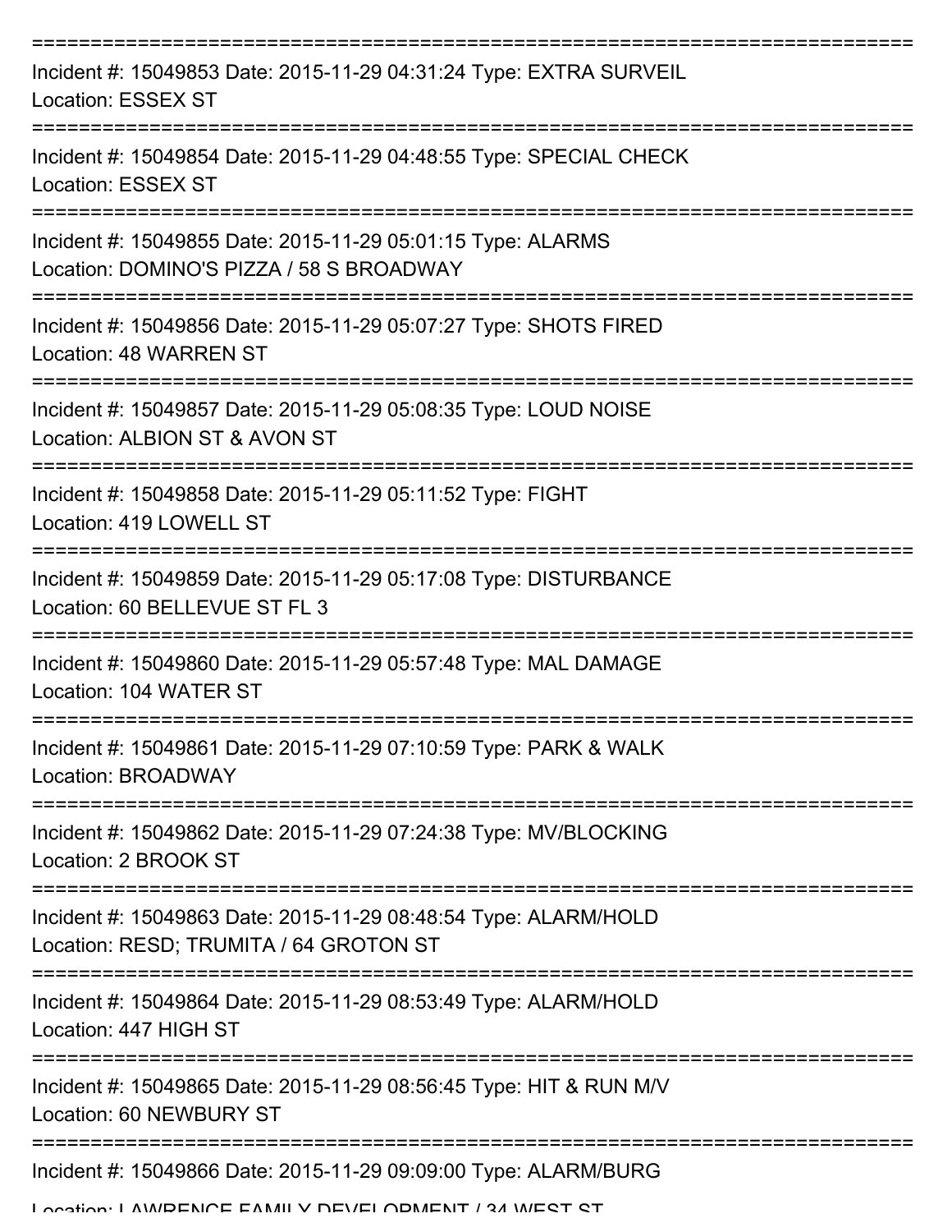===========================================================================

Incident #: 15049853 Date: 2015-11-29 04:31:24 Type: EXTRA SURVEIL
Location: ESSEX ST

===========================================================================

Incident #: 15049854 Date: 2015-11-29 04:48:55 Type: SPECIAL CHECK
Location: ESSEX ST

===========================================================================

Incident #: 15049855 Date: 2015-11-29 05:01:15 Type: ALARMS
Location: DOMINO'S PIZZA / 58 S BROADWAY

===========================================================================

Incident #: 15049856 Date: 2015-11-29 05:07:27 Type: SHOTS FIRED
Location: 48 WARREN ST

===========================================================================

Incident #: 15049857 Date: 2015-11-29 05:08:35 Type: LOUD NOISE
Location: ALBION ST & AVON ST

===========================================================================

Incident #: 15049858 Date: 2015-11-29 05:11:52 Type: FIGHT
Location: 419 LOWELL ST

===========================================================================

Incident #: 15049859 Date: 2015-11-29 05:17:08 Type: DISTURBANCE
Location: 60 BELLEVUE ST FL 3

===========================================================================

Incident #: 15049860 Date: 2015-11-29 05:57:48 Type: MAL DAMAGE
Location: 104 WATER ST

===========================================================================

Incident #: 15049861 Date: 2015-11-29 07:10:59 Type: PARK & WALK
Location: BROADWAY

===========================================================================

Incident #: 15049862 Date: 2015-11-29 07:24:38 Type: MV/BLOCKING
Location: 2 BROOK ST

===========================================================================

Incident #: 15049863 Date: 2015-11-29 08:48:54 Type: ALARM/HOLD
Location: RESD; TRUMITA / 64 GROTON ST

===========================================================================

Incident #: 15049864 Date: 2015-11-29 08:53:49 Type: ALARM/HOLD
Location: 447 HIGH ST

===========================================================================

Incident #: 15049865 Date: 2015-11-29 08:56:45 Type: HIT & RUN M/V
Location: 60 NEWBURY ST

===========================================================================

Incident #: 15049866 Date: 2015-11-29 09:09:00 Type: ALARM/BURG
Location: LAWRENCE FAMILY DEVELOPMENT / 34 WEST ST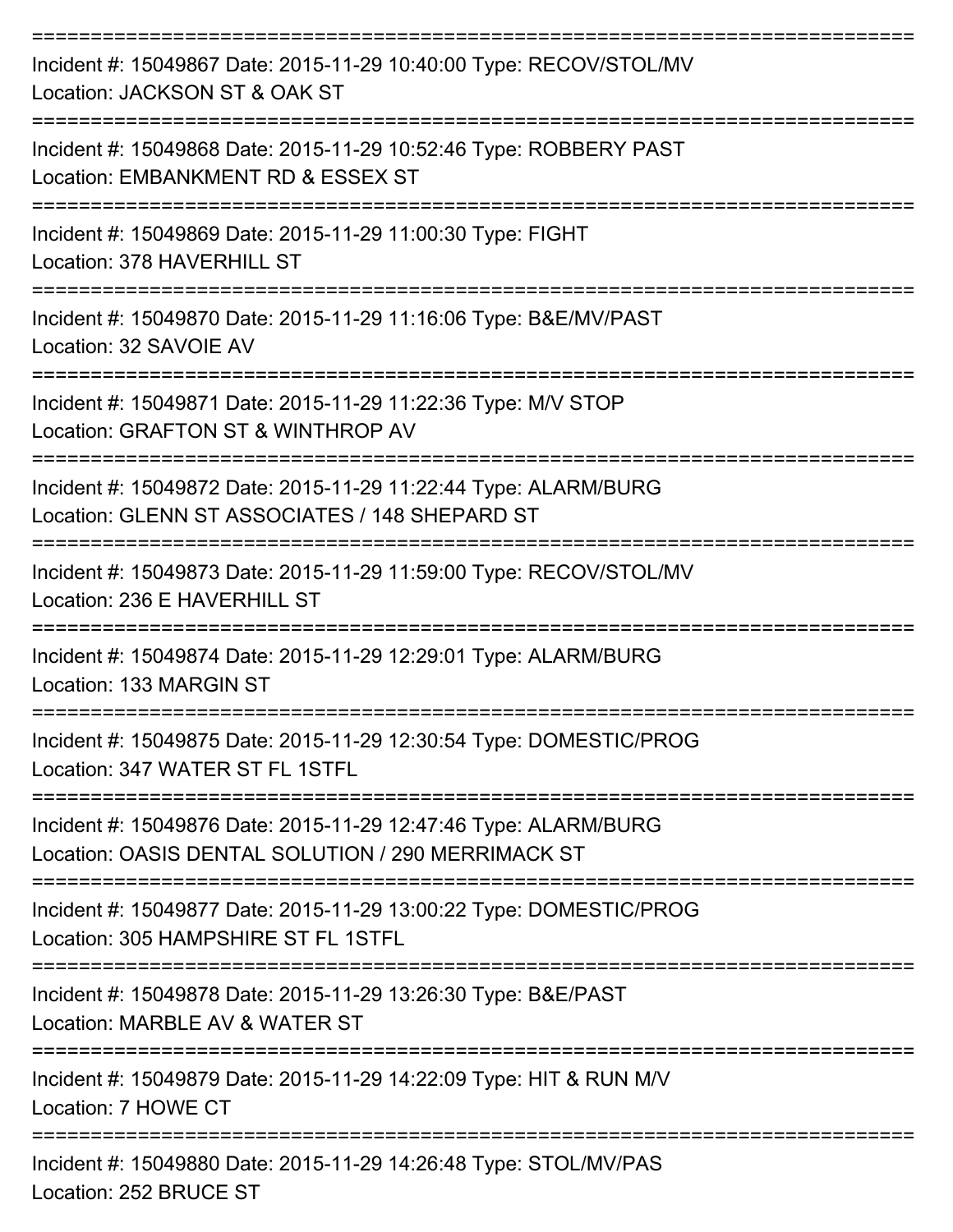===========================================================================

Incident #: 15049867 Date: 2015-11-29 10:40:00 Type: RECOV/STOL/MV

Location: JACKSON ST & OAK ST

===========================================================================

Incident #: 15049868 Date: 2015-11-29 10:52:46 Type: ROBBERY PAST

Location: EMBANKMENT RD & ESSEX ST

===========================================================================

Incident #: 15049869 Date: 2015-11-29 11:00:30 Type: FIGHT

Location: 378 HAVERHILL ST

===========================================================================

Incident #: 15049870 Date: 2015-11-29 11:16:06 Type: B&E/MV/PAST

Location: 32 SAVOIE AV

===========================================================================

Incident #: 15049871 Date: 2015-11-29 11:22:36 Type: M/V STOP

Location: GRAFTON ST & WINTHROP AV

===========================================================================

Incident #: 15049872 Date: 2015-11-29 11:22:44 Type: ALARM/BURG

Location: GLENN ST ASSOCIATES / 148 SHEPARD ST

===========================================================================

Incident #: 15049873 Date: 2015-11-29 11:59:00 Type: RECOV/STOL/MV

Location: 236 E HAVERHILL ST

===========================================================================

Incident #: 15049874 Date: 2015-11-29 12:29:01 Type: ALARM/BURG

Location: 133 MARGIN ST

===========================================================================

Incident #: 15049875 Date: 2015-11-29 12:30:54 Type: DOMESTIC/PROG

Location: 347 WATER ST FL 1STFL

===========================================================================

Incident #: 15049876 Date: 2015-11-29 12:47:46 Type: ALARM/BURG

Location: OASIS DENTAL SOLUTION / 290 MERRIMACK ST

===========================================================================

Incident #: 15049877 Date: 2015-11-29 13:00:22 Type: DOMESTIC/PROG

Location: 305 HAMPSHIRE ST FL 1STFL

===========================================================================

Incident #: 15049878 Date: 2015-11-29 13:26:30 Type: B&E/PAST

Location: MARBLE AV & WATER ST

===========================================================================

Incident #: 15049879 Date: 2015-11-29 14:22:09 Type: HIT & RUN M/V

Location: 7 HOWE CT

===========================================================================

Incident #: 15049880 Date: 2015-11-29 14:26:48 Type: STOL/MV/PAS

Location: 252 BRUCE ST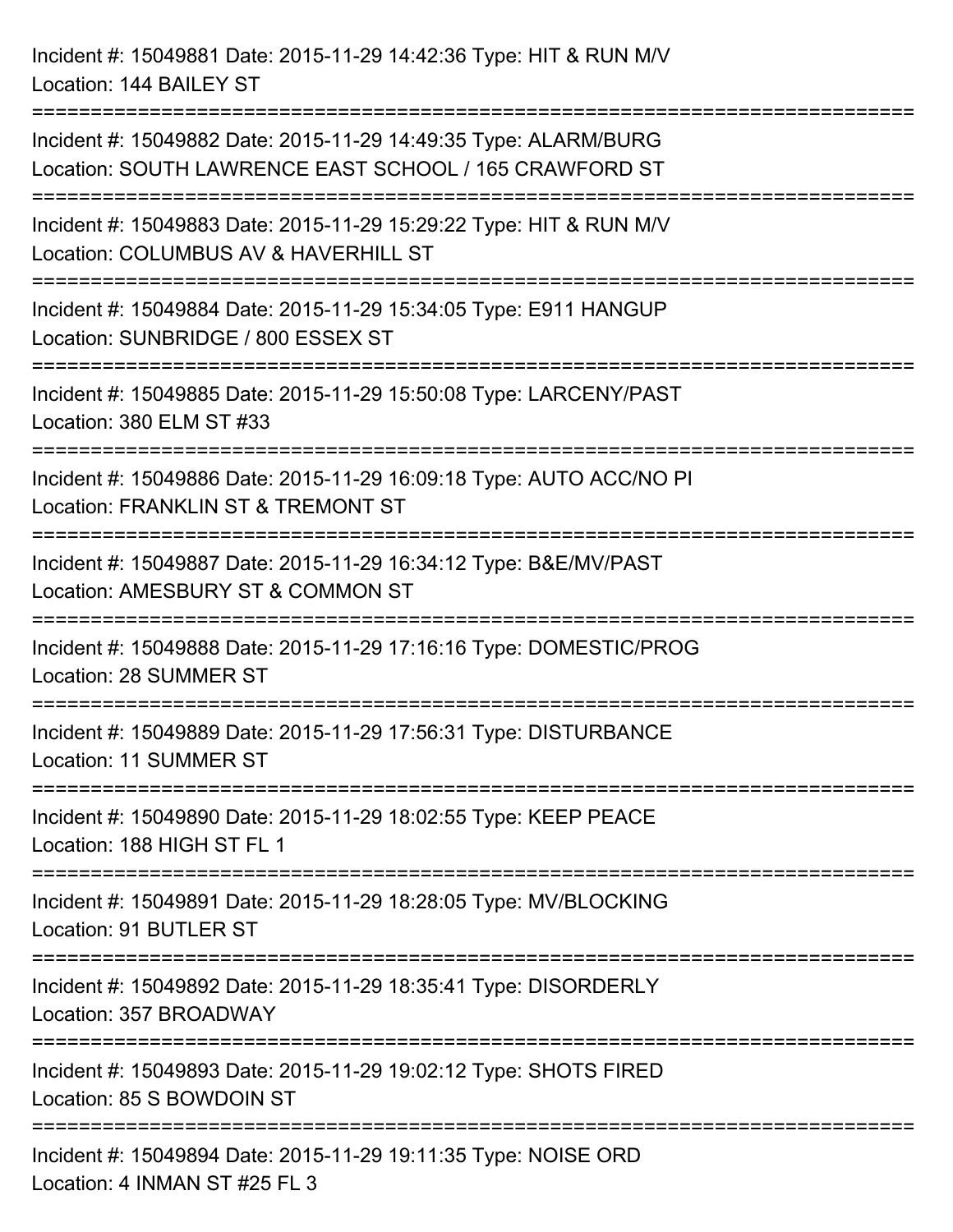Incident #: 15049881 Date: 2015-11-29 14:42:36 Type: HIT & RUN M/V
Location: 144 BAILEY ST

===========================================================================

Incident #: 15049882 Date: 2015-11-29 14:49:35 Type: ALARM/BURG
Location: SOUTH LAWRENCE EAST SCHOOL / 165 CRAWFORD ST

===========================================================================

Incident #: 15049883 Date: 2015-11-29 15:29:22 Type: HIT & RUN M/V
Location: COLUMBUS AV & HAVERHILL ST

===========================================================================

Incident #: 15049884 Date: 2015-11-29 15:34:05 Type: E911 HANGUP
Location: SUNBRIDGE / 800 ESSEX ST

===========================================================================

Incident #: 15049885 Date: 2015-11-29 15:50:08 Type: LARCENY/PAST
Location: 380 ELM ST #33

===========================================================================

Incident #: 15049886 Date: 2015-11-29 16:09:18 Type: AUTO ACC/NO PI
Location: FRANKLIN ST & TREMONT ST

===========================================================================

Incident #: 15049887 Date: 2015-11-29 16:34:12 Type: B&E/MV/PAST
Location: AMESBURY ST & COMMON ST

===========================================================================

Incident #: 15049888 Date: 2015-11-29 17:16:16 Type: DOMESTIC/PROG
Location: 28 SUMMER ST

===========================================================================

Incident #: 15049889 Date: 2015-11-29 17:56:31 Type: DISTURBANCE
Location: 11 SUMMER ST

===========================================================================

Incident #: 15049890 Date: 2015-11-29 18:02:55 Type: KEEP PEACE
Location: 188 HIGH ST FL 1

===========================================================================

Incident #: 15049891 Date: 2015-11-29 18:28:05 Type: MV/BLOCKING
Location: 91 BUTLER ST

===========================================================================

Incident #: 15049892 Date: 2015-11-29 18:35:41 Type: DISORDERLY
Location: 357 BROADWAY

===========================================================================

Incident #: 15049893 Date: 2015-11-29 19:02:12 Type: SHOTS FIRED
Location: 85 S BOWDOIN ST

===========================================================================

Incident #: 15049894 Date: 2015-11-29 19:11:35 Type: NOISE ORD
Location: 4 INMAN ST #25 FL 3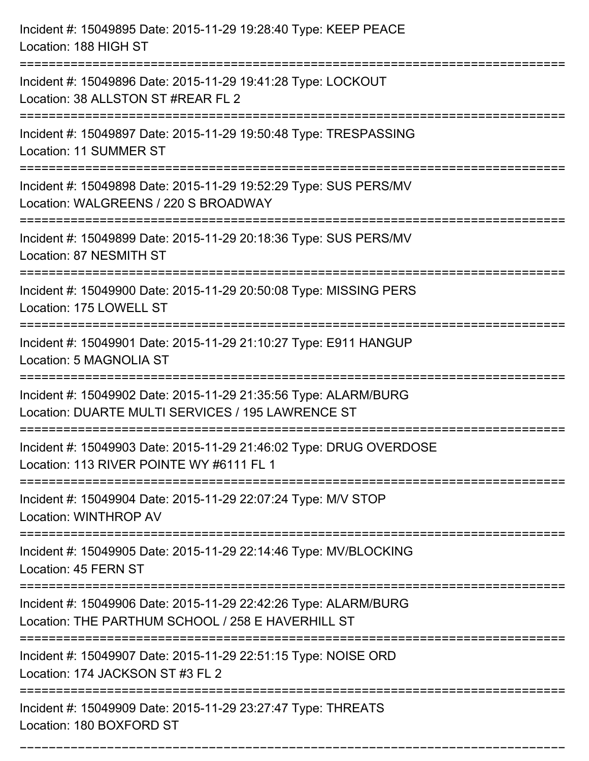Incident #: 15049895 Date: 2015-11-29 19:28:40 Type: KEEP PEACE
Location: 188 HIGH ST

===========================================================================

Incident #: 15049896 Date: 2015-11-29 19:41:28 Type: LOCKOUT
Location: 38 ALLSTON ST #REAR FL 2

===========================================================================

Incident #: 15049897 Date: 2015-11-29 19:50:48 Type: TRESPASSING
Location: 11 SUMMER ST

===========================================================================

Incident #: 15049898 Date: 2015-11-29 19:52:29 Type: SUS PERS/MV
Location: WALGREENS / 220 S BROADWAY

===========================================================================

Incident #: 15049899 Date: 2015-11-29 20:18:36 Type: SUS PERS/MV
Location: 87 NESMITH ST

===========================================================================

Incident #: 15049900 Date: 2015-11-29 20:50:08 Type: MISSING PERS
Location: 175 LOWELL ST

===========================================================================

Incident #: 15049901 Date: 2015-11-29 21:10:27 Type: E911 HANGUP
Location: 5 MAGNOLIA ST

===========================================================================

Incident #: 15049902 Date: 2015-11-29 21:35:56 Type: ALARM/BURG
Location: DUARTE MULTI SERVICES / 195 LAWRENCE ST

===========================================================================

Incident #: 15049903 Date: 2015-11-29 21:46:02 Type: DRUG OVERDOSE
Location: 113 RIVER POINTE WY #6111 FL 1

===========================================================================

Incident #: 15049904 Date: 2015-11-29 22:07:24 Type: M/V STOP
Location: WINTHROP AV

===========================================================================

Incident #: 15049905 Date: 2015-11-29 22:14:46 Type: MV/BLOCKING
Location: 45 FERN ST

===========================================================================

Incident #: 15049906 Date: 2015-11-29 22:42:26 Type: ALARM/BURG
Location: THE PARTHUM SCHOOL / 258 E HAVERHILL ST

===========================================================================

Incident #: 15049907 Date: 2015-11-29 22:51:15 Type: NOISE ORD
Location: 174 JACKSON ST #3 FL 2

===========================================================================

Incident #: 15049909 Date: 2015-11-29 23:27:47 Type: THREATS
Location: 180 BOXFORD ST

===========================================================================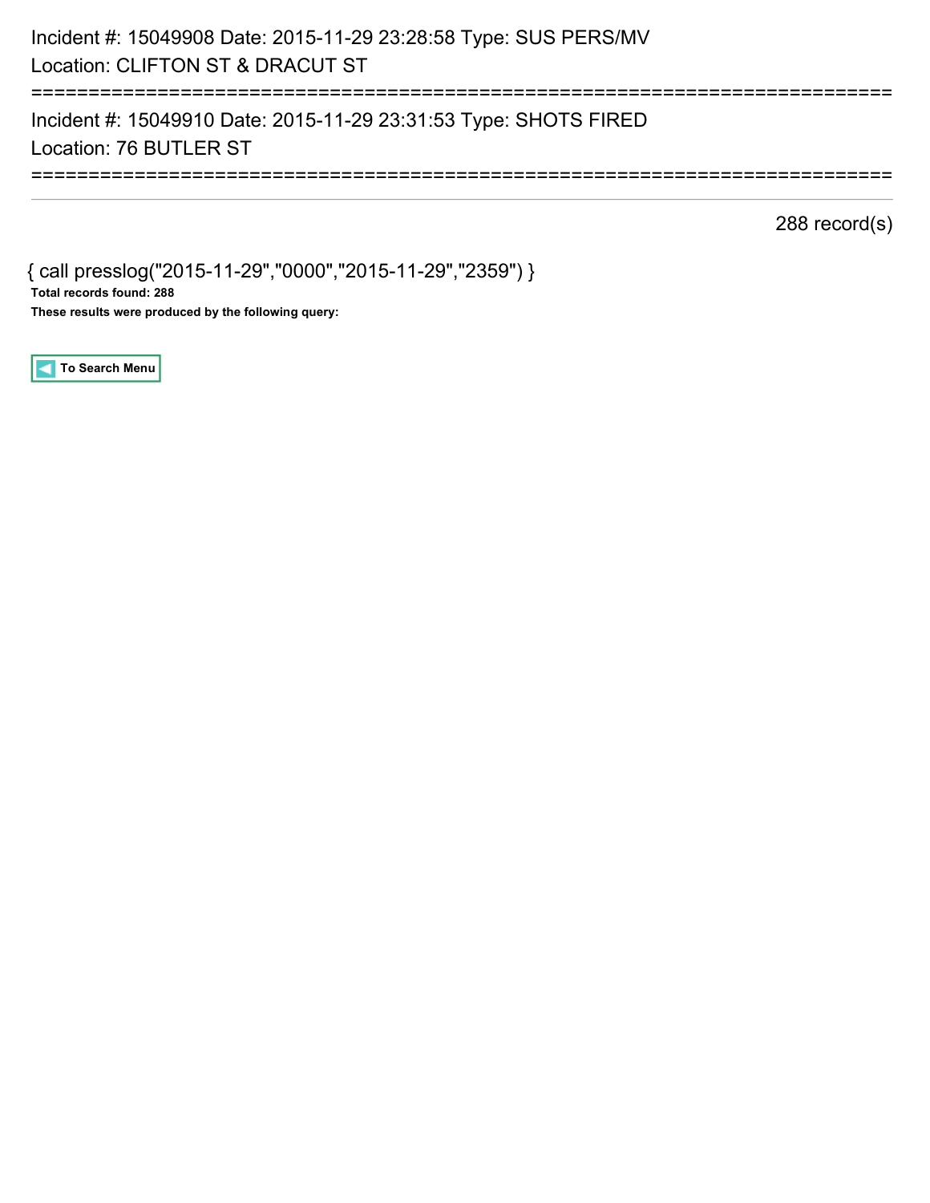Incident #: 15049908 Date: 2015-11-29 23:28:58 Type: SUS PERS/MV
Location: CLIFTON ST & DRACUT ST

===========================================================================

Incident #: 15049910 Date: 2015-11-29 23:31:53 Type: SHOTS FIRED
Location: 76 BUTLER ST

===========================================================================

---

288 record(s)

{ call presslog("2015-11-29","0000","2015-11-29","2359") }

**Total records found: 288**

**These results were produced by the following query:**

**To Search Menu**